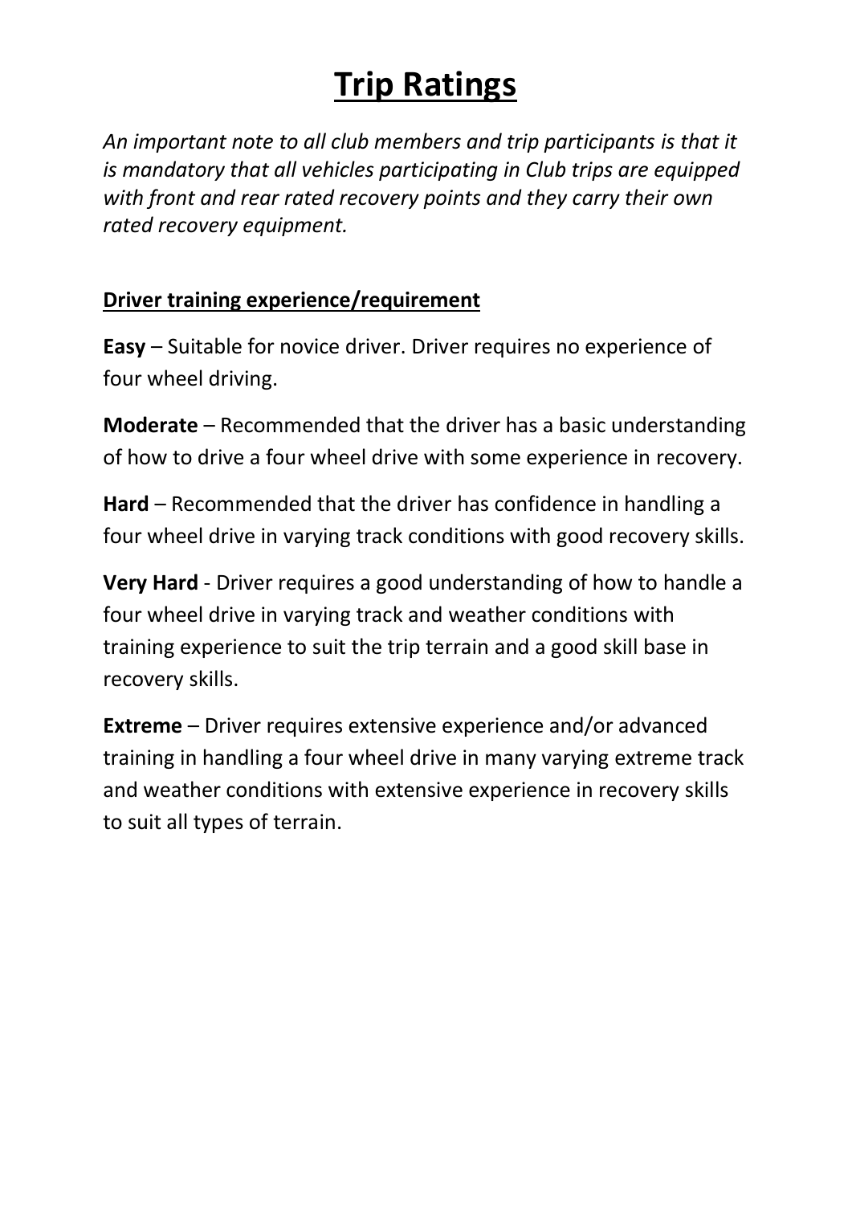# Trip Ratings

*An important note to all club members and trip participants is that it is mandatory that all vehicles participating in Club trips are equipped with front and rear rated recovery points and they carry their own rated recovery equipment.*

## Driver training experience/requirement

**Easy** – Suitable for novice driver. Driver requires no experience of four wheel driving.

**Moderate** – Recommended that the driver has a basic understanding of how to drive a four wheel drive with some experience in recovery.

**Hard** – Recommended that the driver has confidence in handling a four wheel drive in varying track conditions with good recovery skills.

**Very Hard** - Driver requires a good understanding of how to handle a four wheel drive in varying track and weather conditions with training experience to suit the trip terrain and a good skill base in recovery skills.

**Extreme** – Driver requires extensive experience and/or advanced training in handling a four wheel drive in many varying extreme track and weather conditions with extensive experience in recovery skills to suit all types of terrain.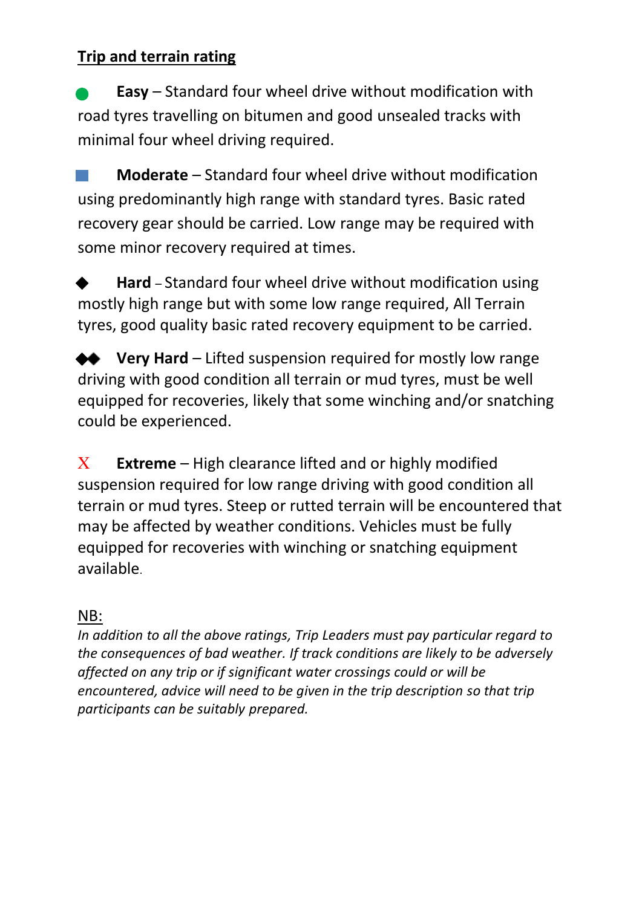**Trip and terrain rating**

● **Easy** – Standard four wheel drive without modification with road tyres travelling on bitumen and good unsealed tracks with minimal four wheel driving required.

■ **Moderate** – Standard four wheel drive without modification using predominantly high range with standard tyres. Basic rated recovery gear should be carried. Low range may be required with some minor recovery required at times.

◆ **Hard** – Standard four wheel drive without modification using mostly high range but with some low range required, All Terrain tyres, good quality basic rated recovery equipment to be carried.

◆◆ **Very Hard** – Lifted suspension required for mostly low range driving with good condition all terrain or mud tyres, must be well equipped for recoveries, likely that some winching and/or snatching could be experienced.

X **Extreme** – High clearance lifted and or highly modified suspension required for low range driving with good condition all terrain or mud tyres. Steep or rutted terrain will be encountered that may be affected by weather conditions. Vehicles must be fully equipped for recoveries with winching or snatching equipment available.

NB:

*In addition to all the above ratings, Trip Leaders must pay particular regard to the consequences of bad weather. If track conditions are likely to be adversely affected on any trip or if significant water crossings could or will be encountered, advice will need to be given in the trip description so that trip participants can be suitably prepared.*